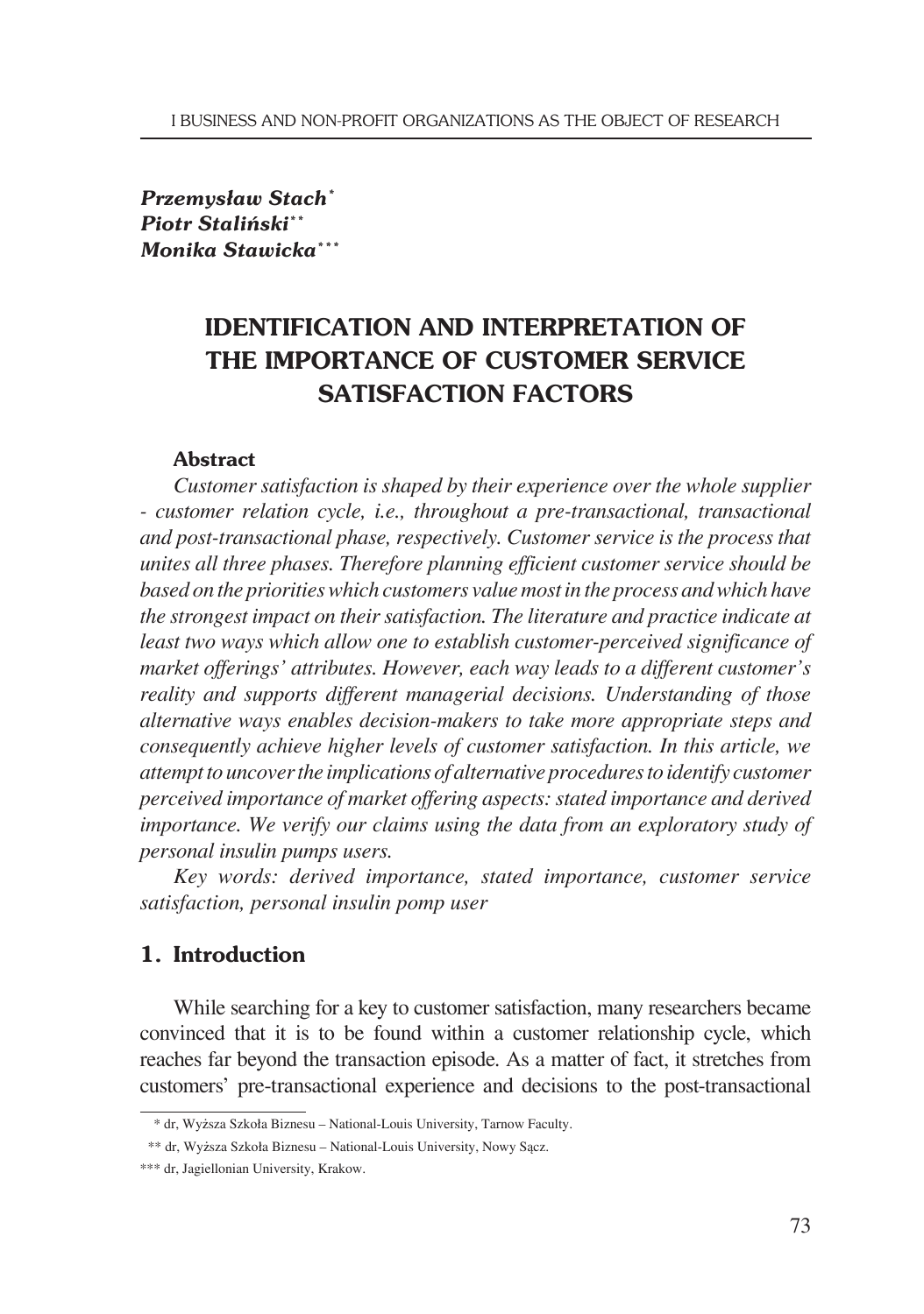*Przemysław Stach*[*]
*Piotr Staliński*[**]
*Monika Stawicka*[***]

# IDENTIFICATION AND INTERPRETATION OF THE IMPORTANCE OF CUSTOMER SERVICE SATISFACTION FACTORS

### Abstract

*Customer satisfaction is shaped by their experience over the whole supplier - customer relation cycle, i.e., throughout a pre-transactional, transactional and post-transactional phase, respectively. Customer service is the process that unites all three phases. Therefore planning efficient customer service should be based on the priorities which customers value most in the process and which have the strongest impact on their satisfaction. The literature and practice indicate at least two ways which allow one to establish customer-perceived significance of market offerings' attributes. However, each way leads to a different customer's reality and supports different managerial decisions. Understanding of those alternative ways enables decision-makers to take more appropriate steps and consequently achieve higher levels of customer satisfaction. In this article, we attempt to uncover the implications of alternative procedures to identify customer perceived importance of market offering aspects: stated importance and derived importance. We verify our claims using the data from an exploratory study of personal insulin pumps users.*

*Key words: derived importance, stated importance, customer service satisfaction, personal insulin pomp user*

## 1. Introduction

While searching for a key to customer satisfaction, many researchers became convinced that it is to be found within a customer relationship cycle, which reaches far beyond the transaction episode. As a matter of fact, it stretches from customers' pre-transactional experience and decisions to the post-transactional

---

[*] dr, Wyższa Szkoła Biznesu – National-Louis University, Tarnow Faculty.

[**] dr, Wyższa Szkoła Biznesu – National-Louis University, Nowy Sącz.

[***] dr, Jagiellonian University, Krakow.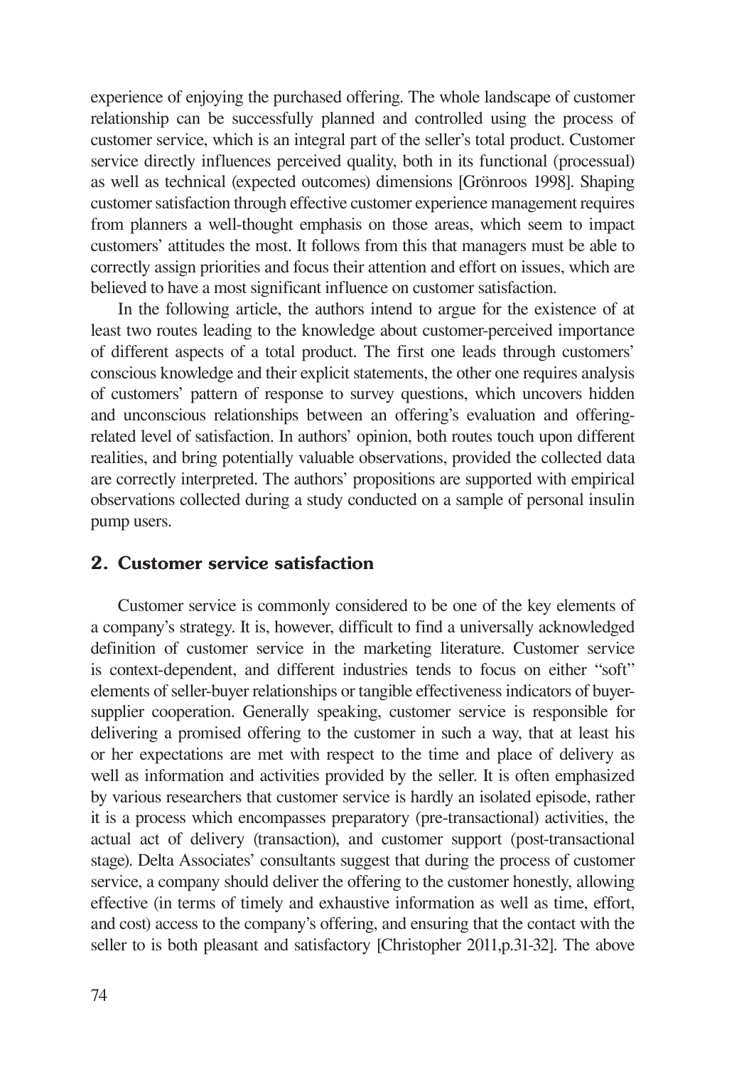experience of enjoying the purchased offering. The whole landscape of customer relationship can be successfully planned and controlled using the process of customer service, which is an integral part of the seller's total product. Customer service directly influences perceived quality, both in its functional (processual) as well as technical (expected outcomes) dimensions [Grönroos 1998]. Shaping customer satisfaction through effective customer experience management requires from planners a well-thought emphasis on those areas, which seem to impact customers' attitudes the most. It follows from this that managers must be able to correctly assign priorities and focus their attention and effort on issues, which are believed to have a most significant influence on customer satisfaction.

In the following article, the authors intend to argue for the existence of at least two routes leading to the knowledge about customer-perceived importance of different aspects of a total product. The first one leads through customers' conscious knowledge and their explicit statements, the other one requires analysis of customers' pattern of response to survey questions, which uncovers hidden and unconscious relationships between an offering's evaluation and offering-related level of satisfaction. In authors' opinion, both routes touch upon different realities, and bring potentially valuable observations, provided the collected data are correctly interpreted. The authors' propositions are supported with empirical observations collected during a study conducted on a sample of personal insulin pump users.

## 2. Customer service satisfaction

Customer service is commonly considered to be one of the key elements of a company's strategy. It is, however, difficult to find a universally acknowledged definition of customer service in the marketing literature. Customer service is context-dependent, and different industries tends to focus on either "soft" elements of seller-buyer relationships or tangible effectiveness indicators of buyer-supplier cooperation. Generally speaking, customer service is responsible for delivering a promised offering to the customer in such a way, that at least his or her expectations are met with respect to the time and place of delivery as well as information and activities provided by the seller. It is often emphasized by various researchers that customer service is hardly an isolated episode, rather it is a process which encompasses preparatory (pre-transactional) activities, the actual act of delivery (transaction), and customer support (post-transactional stage). Delta Associates' consultants suggest that during the process of customer service, a company should deliver the offering to the customer honestly, allowing effective (in terms of timely and exhaustive information as well as time, effort, and cost) access to the company's offering, and ensuring that the contact with the seller to is both pleasant and satisfactory [Christopher 2011,p.31-32]. The above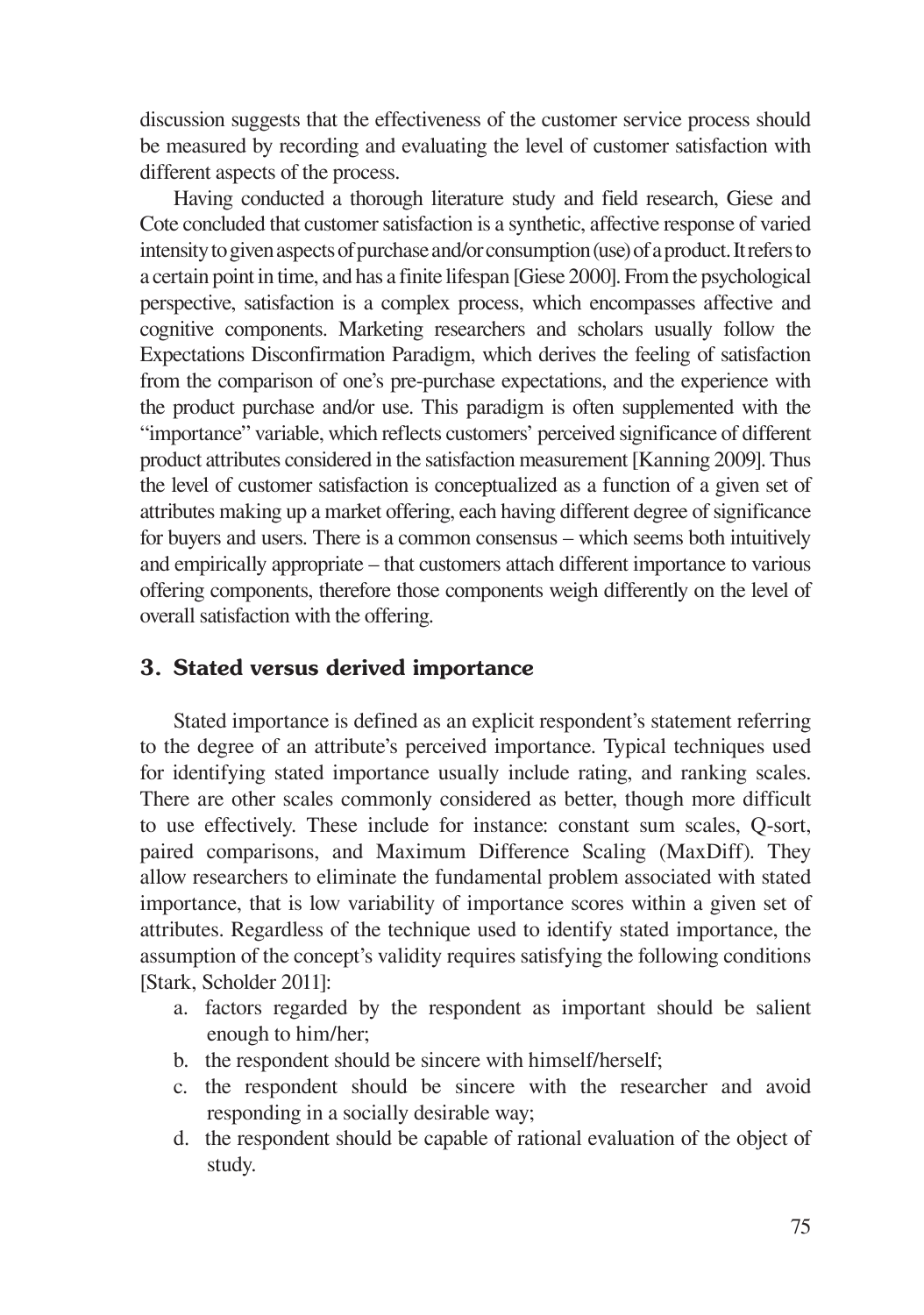discussion suggests that the effectiveness of the customer service process should be measured by recording and evaluating the level of customer satisfaction with different aspects of the process.

Having conducted a thorough literature study and field research, Giese and Cote concluded that customer satisfaction is a synthetic, affective response of varied intensity to given aspects of purchase and/or consumption (use) of a product. It refers to a certain point in time, and has a finite lifespan [Giese 2000]. From the psychological perspective, satisfaction is a complex process, which encompasses affective and cognitive components. Marketing researchers and scholars usually follow the Expectations Disconfirmation Paradigm, which derives the feeling of satisfaction from the comparison of one's pre-purchase expectations, and the experience with the product purchase and/or use. This paradigm is often supplemented with the "importance" variable, which reflects customers' perceived significance of different product attributes considered in the satisfaction measurement [Kanning 2009]. Thus the level of customer satisfaction is conceptualized as a function of a given set of attributes making up a market offering, each having different degree of significance for buyers and users. There is a common consensus – which seems both intuitively and empirically appropriate – that customers attach different importance to various offering components, therefore those components weigh differently on the level of overall satisfaction with the offering.

## 3. Stated versus derived importance

Stated importance is defined as an explicit respondent's statement referring to the degree of an attribute's perceived importance. Typical techniques used for identifying stated importance usually include rating, and ranking scales. There are other scales commonly considered as better, though more difficult to use effectively. These include for instance: constant sum scales, Q-sort, paired comparisons, and Maximum Difference Scaling (MaxDiff). They allow researchers to eliminate the fundamental problem associated with stated importance, that is low variability of importance scores within a given set of attributes. Regardless of the technique used to identify stated importance, the assumption of the concept's validity requires satisfying the following conditions [Stark, Scholder 2011]:

a. factors regarded by the respondent as important should be salient enough to him/her;
b. the respondent should be sincere with himself/herself;
c. the respondent should be sincere with the researcher and avoid responding in a socially desirable way;
d. the respondent should be capable of rational evaluation of the object of study.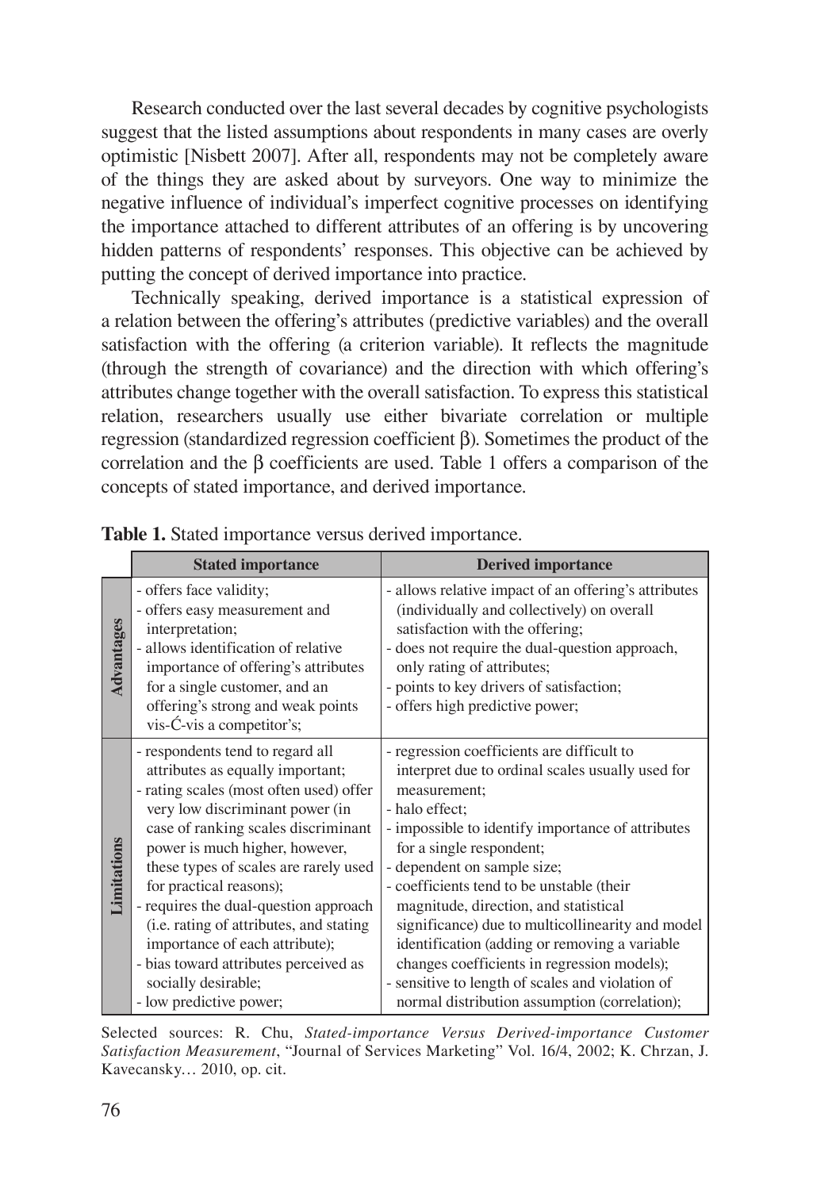Research conducted over the last several decades by cognitive psychologists suggest that the listed assumptions about respondents in many cases are overly optimistic [Nisbett 2007]. After all, respondents may not be completely aware of the things they are asked about by surveyors. One way to minimize the negative influence of individual's imperfect cognitive processes on identifying the importance attached to different attributes of an offering is by uncovering hidden patterns of respondents' responses. This objective can be achieved by putting the concept of derived importance into practice.

Technically speaking, derived importance is a statistical expression of a relation between the offering's attributes (predictive variables) and the overall satisfaction with the offering (a criterion variable). It reflects the magnitude (through the strength of covariance) and the direction with which offering's attributes change together with the overall satisfaction. To express this statistical relation, researchers usually use either bivariate correlation or multiple regression (standardized regression coefficient β). Sometimes the product of the correlation and the β coefficients are used. Table 1 offers a comparison of the concepts of stated importance, and derived importance.

**Table 1.** Stated importance versus derived importance.

| | **Stated importance** | **Derived importance** |
|---|---|---|
| **Advantages** | - offers face validity;<br>- offers easy measurement and interpretation;<br>- allows identification of relative importance of offering's attributes for a single customer, and an offering's strong and weak points vis-Ć-vis a competitor's; | - allows relative impact of an offering's attributes (individually and collectively) on overall satisfaction with the offering;<br>- does not require the dual-question approach, only rating of attributes;<br>- points to key drivers of satisfaction;<br>- offers high predictive power; |
| **Limitations** | - respondents tend to regard all attributes as equally important;<br>- rating scales (most often used) offer very low discriminant power (in case of ranking scales discriminant power is much higher, however, these types of scales are rarely used for practical reasons);<br>- requires the dual-question approach (i.e. rating of attributes, and stating importance of each attribute);<br>- bias toward attributes perceived as socially desirable;<br>- low predictive power; | - regression coefficients are difficult to interpret due to ordinal scales usually used for measurement;<br>- halo effect;<br>- impossible to identify importance of attributes for a single respondent;<br>- dependent on sample size;<br>- coefficients tend to be unstable (their magnitude, direction, and statistical significance) due to multicollinearity and model identification (adding or removing a variable changes coefficients in regression models);<br>- sensitive to length of scales and violation of normal distribution assumption (correlation); |

Selected sources: R. Chu, *Stated-importance Versus Derived-importance Customer Satisfaction Measurement*, "Journal of Services Marketing" Vol. 16/4, 2002; K. Chrzan, J. Kavecansky… 2010, op. cit.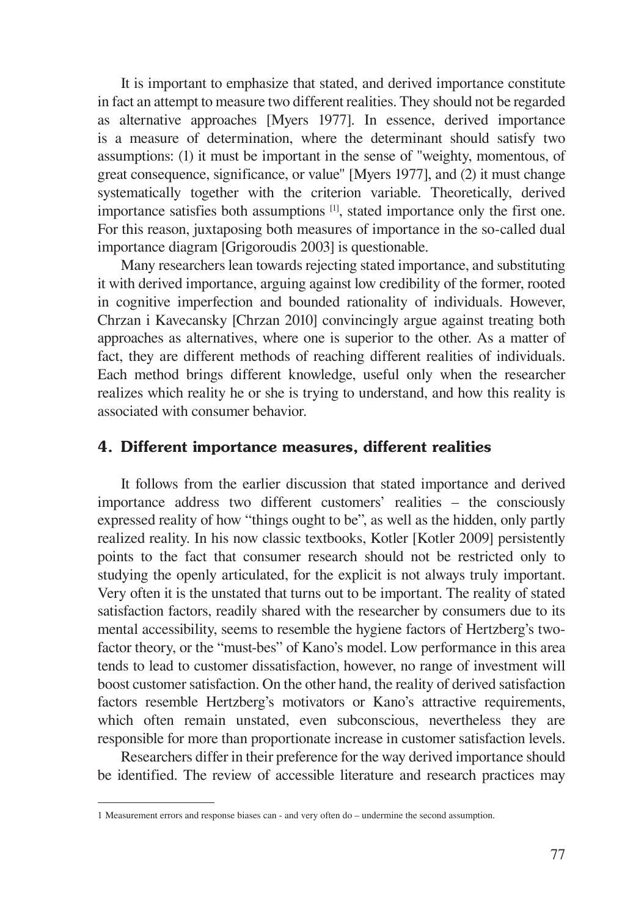It is important to emphasize that stated, and derived importance constitute in fact an attempt to measure two different realities. They should not be regarded as alternative approaches [Myers 1977]. In essence, derived importance is a measure of determination, where the determinant should satisfy two assumptions: (1) it must be important in the sense of "weighty, momentous, of great consequence, significance, or value" [Myers 1977], and (2) it must change systematically together with the criterion variable. Theoretically, derived importance satisfies both assumptions [1], stated importance only the first one. For this reason, juxtaposing both measures of importance in the so-called dual importance diagram [Grigoroudis 2003] is questionable.

Many researchers lean towards rejecting stated importance, and substituting it with derived importance, arguing against low credibility of the former, rooted in cognitive imperfection and bounded rationality of individuals. However, Chrzan i Kavecansky [Chrzan 2010] convincingly argue against treating both approaches as alternatives, where one is superior to the other. As a matter of fact, they are different methods of reaching different realities of individuals. Each method brings different knowledge, useful only when the researcher realizes which reality he or she is trying to understand, and how this reality is associated with consumer behavior.

## 4. Different importance measures, different realities

It follows from the earlier discussion that stated importance and derived importance address two different customers' realities – the consciously expressed reality of how "things ought to be", as well as the hidden, only partly realized reality. In his now classic textbooks, Kotler [Kotler 2009] persistently points to the fact that consumer research should not be restricted only to studying the openly articulated, for the explicit is not always truly important. Very often it is the unstated that turns out to be important. The reality of stated satisfaction factors, readily shared with the researcher by consumers due to its mental accessibility, seems to resemble the hygiene factors of Hertzberg's two-factor theory, or the "must-bes" of Kano's model. Low performance in this area tends to lead to customer dissatisfaction, however, no range of investment will boost customer satisfaction. On the other hand, the reality of derived satisfaction factors resemble Hertzberg's motivators or Kano's attractive requirements, which often remain unstated, even subconscious, nevertheless they are responsible for more than proportionate increase in customer satisfaction levels.

Researchers differ in their preference for the way derived importance should be identified. The review of accessible literature and research practices may

---

1 Measurement errors and response biases can - and very often do – undermine the second assumption.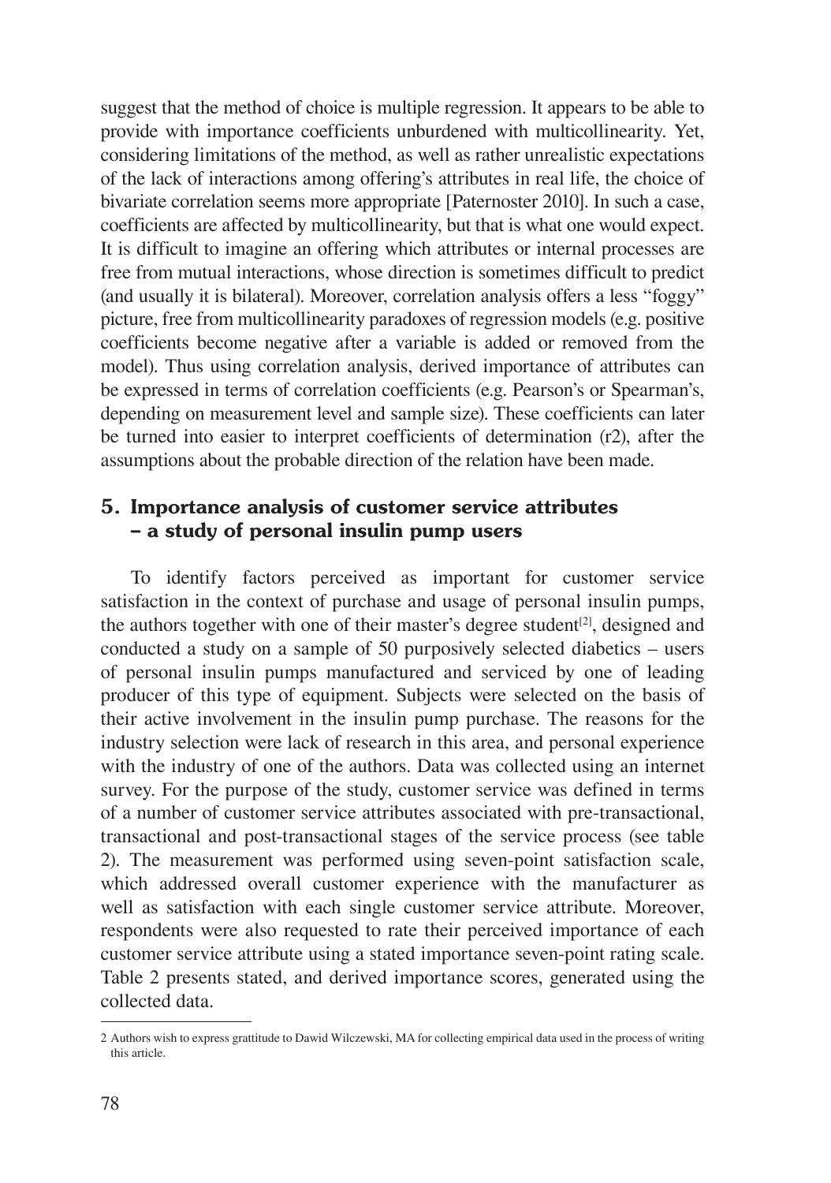suggest that the method of choice is multiple regression. It appears to be able to provide with importance coefficients unburdened with multicollinearity. Yet, considering limitations of the method, as well as rather unrealistic expectations of the lack of interactions among offering's attributes in real life, the choice of bivariate correlation seems more appropriate [Paternoster 2010]. In such a case, coefficients are affected by multicollinearity, but that is what one would expect. It is difficult to imagine an offering which attributes or internal processes are free from mutual interactions, whose direction is sometimes difficult to predict (and usually it is bilateral). Moreover, correlation analysis offers a less "foggy" picture, free from multicollinearity paradoxes of regression models (e.g. positive coefficients become negative after a variable is added or removed from the model). Thus using correlation analysis, derived importance of attributes can be expressed in terms of correlation coefficients (e.g. Pearson's or Spearman's, depending on measurement level and sample size). These coefficients can later be turned into easier to interpret coefficients of determination (r2), after the assumptions about the probable direction of the relation have been made.

## 5. Importance analysis of customer service attributes – a study of personal insulin pump users

To identify factors perceived as important for customer service satisfaction in the context of purchase and usage of personal insulin pumps, the authors together with one of their master's degree student[2], designed and conducted a study on a sample of 50 purposively selected diabetics – users of personal insulin pumps manufactured and serviced by one of leading producer of this type of equipment. Subjects were selected on the basis of their active involvement in the insulin pump purchase. The reasons for the industry selection were lack of research in this area, and personal experience with the industry of one of the authors. Data was collected using an internet survey. For the purpose of the study, customer service was defined in terms of a number of customer service attributes associated with pre-transactional, transactional and post-transactional stages of the service process (see table 2). The measurement was performed using seven-point satisfaction scale, which addressed overall customer experience with the manufacturer as well as satisfaction with each single customer service attribute. Moreover, respondents were also requested to rate their perceived importance of each customer service attribute using a stated importance seven-point rating scale. Table 2 presents stated, and derived importance scores, generated using the collected data.

---

2 Authors wish to express grattitude to Dawid Wilczewski, MA for collecting empirical data used in the process of writing this article.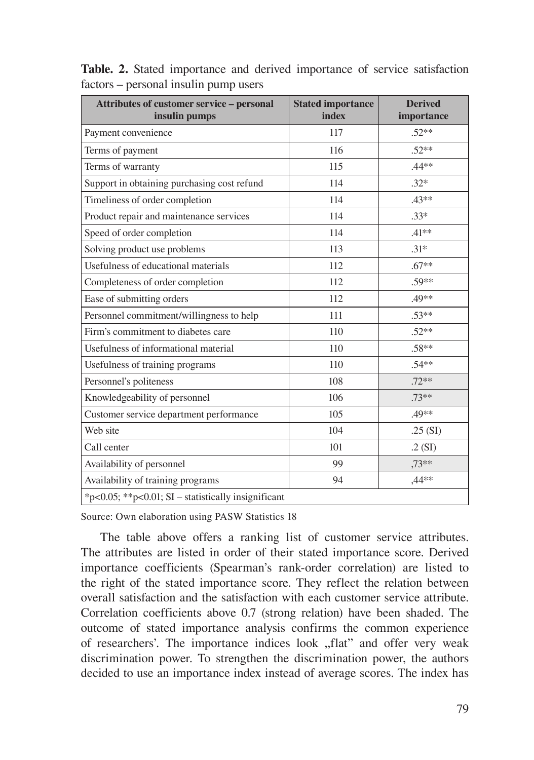**Table. 2.** Stated importance and derived importance of service satisfaction factors – personal insulin pump users

| Attributes of customer service – personal insulin pumps | Stated importance index | Derived importance |
|---|---|---|
| Payment convenience | 117 | .52** |
| Terms of payment | 116 | .52** |
| Terms of warranty | 115 | .44** |
| Support in obtaining purchasing cost refund | 114 | .32* |
| Timeliness of order completion | 114 | .43** |
| Product repair and maintenance services | 114 | .33* |
| Speed of order completion | 114 | .41** |
| Solving product use problems | 113 | .31* |
| Usefulness of educational materials | 112 | .67** |
| Completeness of order completion | 112 | .59** |
| Ease of submitting orders | 112 | .49** |
| Personnel commitment/willingness to help | 111 | .53** |
| Firm's commitment to diabetes care | 110 | .52** |
| Usefulness of informational material | 110 | .58** |
| Usefulness of training programs | 110 | .54** |
| Personnel's politeness | 108 | .72** |
| Knowledgeability of personnel | 106 | .73** |
| Customer service department performance | 105 | .49** |
| Web site | 104 | .25 (SI) |
| Call center | 101 | .2 (SI) |
| Availability of personnel | 99 | ,73** |
| Availability of training programs | 94 | ,44** |
| *p<0.05; **p<0.01; SI – statistically insignificant | | |

Source: Own elaboration using PASW Statistics 18

The table above offers a ranking list of customer service attributes. The attributes are listed in order of their stated importance score. Derived importance coefficients (Spearman's rank-order correlation) are listed to the right of the stated importance score. They reflect the relation between overall satisfaction and the satisfaction with each customer service attribute. Correlation coefficients above 0.7 (strong relation) have been shaded. The outcome of stated importance analysis confirms the common experience of researchers'. The importance indices look „flat" and offer very weak discrimination power. To strengthen the discrimination power, the authors decided to use an importance index instead of average scores. The index has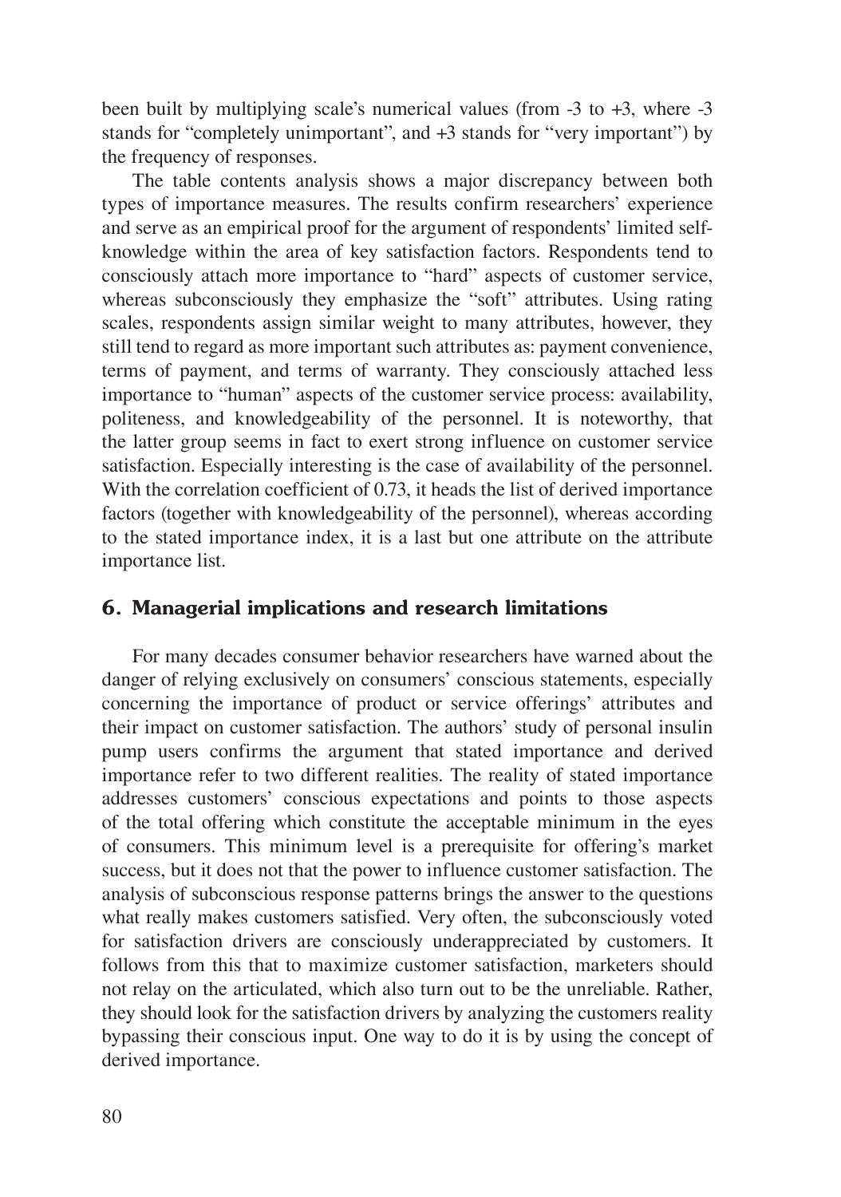been built by multiplying scale's numerical values (from -3 to +3, where -3 stands for "completely unimportant", and +3 stands for "very important") by the frequency of responses.

The table contents analysis shows a major discrepancy between both types of importance measures. The results confirm researchers' experience and serve as an empirical proof for the argument of respondents' limited self-knowledge within the area of key satisfaction factors. Respondents tend to consciously attach more importance to "hard" aspects of customer service, whereas subconsciously they emphasize the "soft" attributes. Using rating scales, respondents assign similar weight to many attributes, however, they still tend to regard as more important such attributes as: payment convenience, terms of payment, and terms of warranty. They consciously attached less importance to "human" aspects of the customer service process: availability, politeness, and knowledgeability of the personnel. It is noteworthy, that the latter group seems in fact to exert strong influence on customer service satisfaction. Especially interesting is the case of availability of the personnel. With the correlation coefficient of 0.73, it heads the list of derived importance factors (together with knowledgeability of the personnel), whereas according to the stated importance index, it is a last but one attribute on the attribute importance list.

## 6. Managerial implications and research limitations

For many decades consumer behavior researchers have warned about the danger of relying exclusively on consumers' conscious statements, especially concerning the importance of product or service offerings' attributes and their impact on customer satisfaction. The authors' study of personal insulin pump users confirms the argument that stated importance and derived importance refer to two different realities. The reality of stated importance addresses customers' conscious expectations and points to those aspects of the total offering which constitute the acceptable minimum in the eyes of consumers. This minimum level is a prerequisite for offering's market success, but it does not that the power to influence customer satisfaction. The analysis of subconscious response patterns brings the answer to the questions what really makes customers satisfied. Very often, the subconsciously voted for satisfaction drivers are consciously underappreciated by customers. It follows from this that to maximize customer satisfaction, marketers should not relay on the articulated, which also turn out to be the unreliable. Rather, they should look for the satisfaction drivers by analyzing the customers reality bypassing their conscious input. One way to do it is by using the concept of derived importance.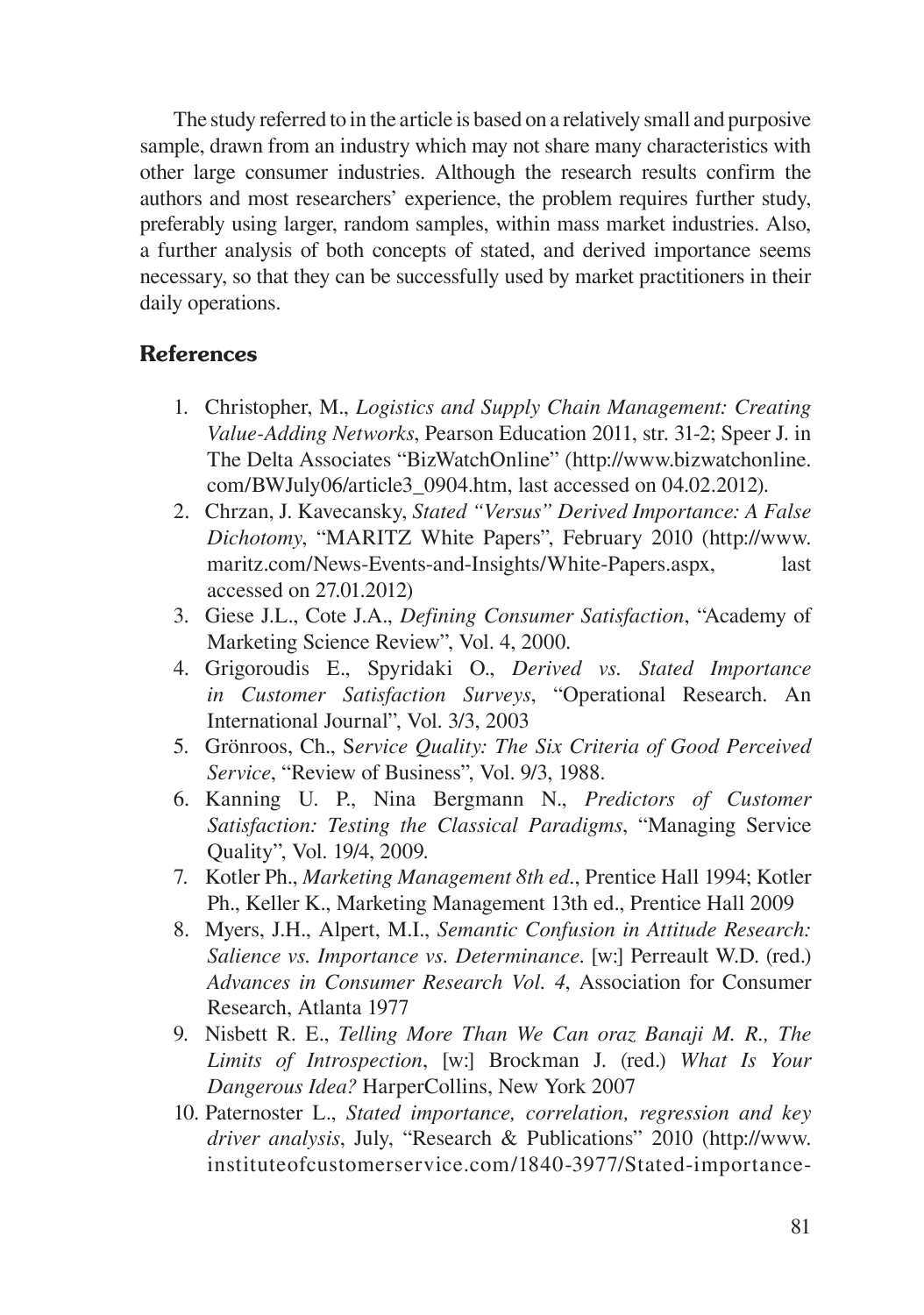The study referred to in the article is based on a relatively small and purposive sample, drawn from an industry which may not share many characteristics with other large consumer industries. Although the research results confirm the authors and most researchers' experience, the problem requires further study, preferably using larger, random samples, within mass market industries. Also, a further analysis of both concepts of stated, and derived importance seems necessary, so that they can be successfully used by market practitioners in their daily operations.

## References

1. Christopher, M., *Logistics and Supply Chain Management: Creating Value-Adding Networks*, Pearson Education 2011, str. 31-2; Speer J. in The Delta Associates "BizWatchOnline" (http://www.bizwatchonline.com/BWJuly06/article3_0904.htm, last accessed on 04.02.2012).
2. Chrzan, J. Kavecansky, *Stated "Versus" Derived Importance: A False Dichotomy*, "MARITZ White Papers", February 2010 (http://www.maritz.com/News-Events-and-Insights/White-Papers.aspx, last accessed on 27.01.2012)
3. Giese J.L., Cote J.A., *Defining Consumer Satisfaction*, "Academy of Marketing Science Review", Vol. 4, 2000.
4. Grigoroudis E., Spyridaki O., *Derived vs. Stated Importance in Customer Satisfaction Surveys*, "Operational Research. An International Journal", Vol. 3/3, 2003
5. Grönroos, Ch., S*ervice Quality: The Six Criteria of Good Perceived Service*, "Review of Business", Vol. 9/3, 1988.
6. Kanning U. P., Nina Bergmann N., *Predictors of Customer Satisfaction: Testing the Classical Paradigms*, "Managing Service Quality", Vol. 19/4, 2009.
7. Kotler Ph., *Marketing Management 8th ed*., Prentice Hall 1994; Kotler Ph., Keller K., Marketing Management 13th ed., Prentice Hall 2009
8. Myers, J.H., Alpert, M.I., *Semantic Confusion in Attitude Research: Salience vs. Importance vs. Determinance*. [w:] Perreault W.D. (red.) *Advances in Consumer Research Vol. 4*, Association for Consumer Research, Atlanta 1977
9. Nisbett R. E., *Telling More Than We Can oraz Banaji M. R., The Limits of Introspection*, [w:] Brockman J. (red.) *What Is Your Dangerous Idea?* HarperCollins, New York 2007
10. Paternoster L., *Stated importance, correlation, regression and key driver analysis*, July, "Research & Publications" 2010 (http://www.instituteofcustomerservice.com/1840-3977/Stated-importance-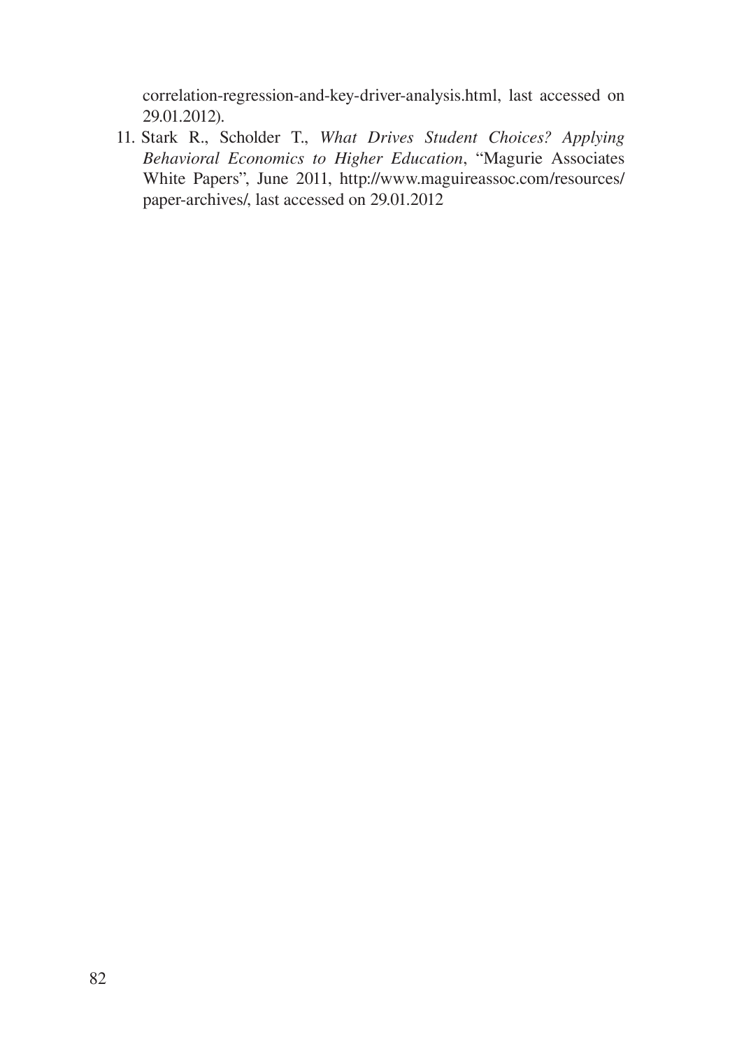correlation-regression-and-key-driver-analysis.html, last accessed on 29.01.2012).

11. Stark R., Scholder T., *What Drives Student Choices? Applying Behavioral Economics to Higher Education*, "Magurie Associates White Papers", June 2011, http://www.maguireassoc.com/resources/paper-archives/, last accessed on 29.01.2012